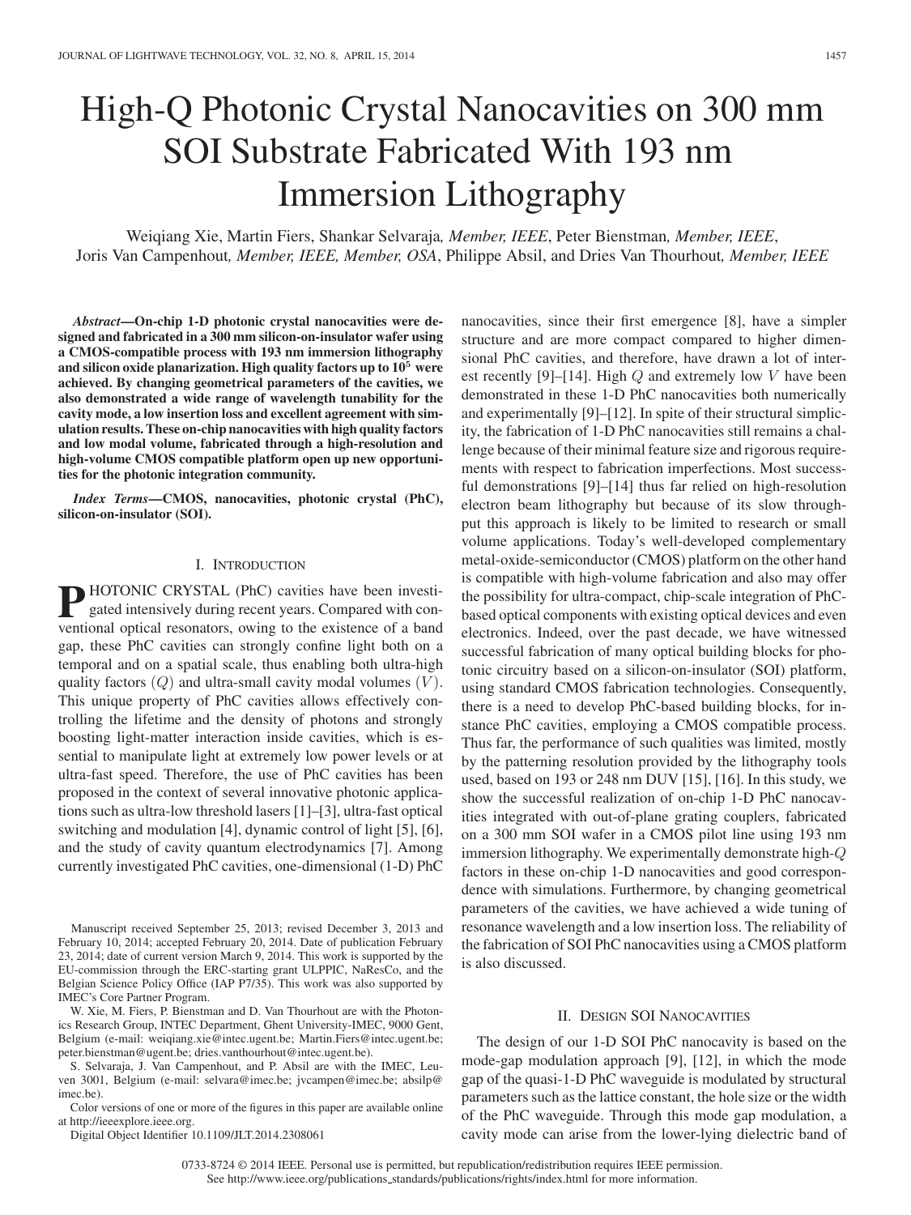# High-Q Photonic Crystal Nanocavities on 300 mm SOI Substrate Fabricated With 193 nm Immersion Lithography

Weiqiang Xie, Martin Fiers, Shankar Selvaraja, *Member, IEEE*, Peter Bienstman, *Member, IEEE*, Joris Van Campenhout, *Member, IEEE, Member, OSA*, Philippe Absil, and Dries Van Thourhout, *Member, IEEE*

***Abstract*—On-chip 1-D photonic crystal nanocavities were designed and fabricated in a 300 mm silicon-on-insulator wafer using a CMOS-compatible process with 193 nm immersion lithography and silicon oxide planarization. High quality factors up to $10^5$ were achieved. By changing geometrical parameters of the cavities, we also demonstrated a wide range of wavelength tunability for the cavity mode, a low insertion loss and excellent agreement with simulation results. These on-chip nanocavities with high quality factors and low modal volume, fabricated through a high-resolution and high-volume CMOS compatible platform open up new opportunities for the photonic integration community.**

***Index Terms*—CMOS, nanocavities, photonic crystal (PhC), silicon-on-insulator (SOI).**

## I. Introduction

PHOTONIC CRYSTAL (PhC) cavities have been investigated intensively during recent years. Compared with conventional optical resonators, owing to the existence of a band gap, these PhC cavities can strongly confine light both on a temporal and on a spatial scale, thus enabling both ultra-high quality factors $(Q)$ and ultra-small cavity modal volumes $(V)$. This unique property of PhC cavities allows effectively controlling the lifetime and the density of photons and strongly boosting light-matter interaction inside cavities, which is essential to manipulate light at extremely low power levels or at ultra-fast speed. Therefore, the use of PhC cavities has been proposed in the context of several innovative photonic applications such as ultra-low threshold lasers [1]–[3], ultra-fast optical switching and modulation [4], dynamic control of light [5], [6], and the study of cavity quantum electrodynamics [7]. Among currently investigated PhC cavities, one-dimensional (1-D) PhC nanocavities, since their first emergence [8], have a simpler structure and are more compact compared to higher dimensional PhC cavities, and therefore, have drawn a lot of interest recently [9]–[14]. High $Q$ and extremely low $V$ have been demonstrated in these 1-D PhC nanocavities both numerically and experimentally [9]–[12]. In spite of their structural simplicity, the fabrication of 1-D PhC nanocavities still remains a challenge because of their minimal feature size and rigorous requirements with respect to fabrication imperfections. Most successful demonstrations [9]–[14] thus far relied on high-resolution electron beam lithography but because of its slow throughput this approach is likely to be limited to research or small volume applications. Today's well-developed complementary metal-oxide-semiconductor (CMOS) platform on the other hand is compatible with high-volume fabrication and also may offer the possibility for ultra-compact, chip-scale integration of PhC-based optical components with existing optical devices and even electronics. Indeed, over the past decade, we have witnessed successful fabrication of many optical building blocks for photonic circuitry based on a silicon-on-insulator (SOI) platform, using standard CMOS fabrication technologies. Consequently, there is a need to develop PhC-based building blocks, for instance PhC cavities, employing a CMOS compatible process. Thus far, the performance of such qualities was limited, mostly by the patterning resolution provided by the lithography tools used, based on 193 or 248 nm DUV [15], [16]. In this study, we show the successful realization of on-chip 1-D PhC nanocavities integrated with out-of-plane grating couplers, fabricated on a 300 mm SOI wafer in a CMOS pilot line using 193 nm immersion lithography. We experimentally demonstrate high-$Q$ factors in these on-chip 1-D nanocavities and good correspondence with simulations. Furthermore, by changing geometrical parameters of the cavities, we have achieved a wide tuning of resonance wavelength and a low insertion loss. The reliability of the fabrication of SOI PhC nanocavities using a CMOS platform is also discussed.

## II. Design SOI Nanocavities

The design of our 1-D SOI PhC nanocavity is based on the mode-gap modulation approach [9], [12], in which the mode gap of the quasi-1-D PhC waveguide is modulated by structural parameters such as the lattice constant, the hole size or the width of the PhC waveguide. Through this mode gap modulation, a cavity mode can arise from the lower-lying dielectric band of

Manuscript received September 25, 2013; revised December 3, 2013 and February 10, 2014; accepted February 20, 2014. Date of publication February 23, 2014; date of current version March 9, 2014. This work is supported by the EU-commission through the ERC-starting grant ULPPIC, NaResCo, and the Belgian Science Policy Office (IAP P7/35). This work was also supported by IMEC's Core Partner Program.

W. Xie, M. Fiers, P. Bienstman and D. Van Thourhout are with the Photonics Research Group, INTEC Department, Ghent University-IMEC, 9000 Gent, Belgium (e-mail: weiqiang.xie@intec.ugent.be; Martin.Fiers@intec.ugent.be; peter.bienstman@ugent.be; dries.vanthourhout@intec.ugent.be).

S. Selvaraja, J. Van Campenhout, and P. Absil are with the IMEC, Leuven 3001, Belgium (e-mail: selvara@imec.be; jvcampen@imec.be; absilp@imec.be).

Color versions of one or more of the figures in this paper are available online at http://ieeexplore.ieee.org.

Digital Object Identifier 10.1109/JLT.2014.2308061

0733-8724 © 2014 IEEE. Personal use is permitted, but republication/redistribution requires IEEE permission. See http://www.ieee.org/publications_standards/publications/rights/index.html for more information.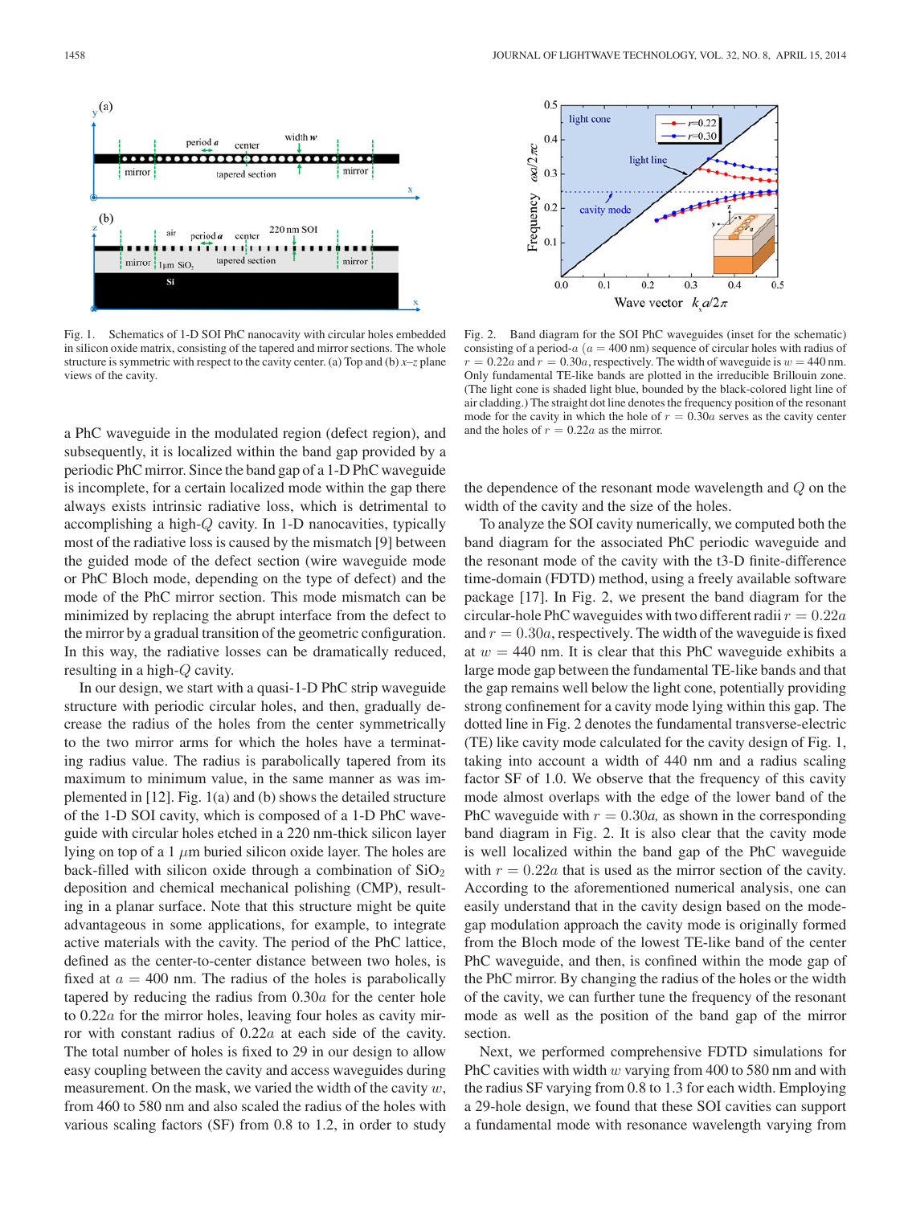Fig. 1. Schematics of 1-D SOI PhC nanocavity with circular holes embedded in silicon oxide matrix, consisting of the tapered and mirror sections. The whole structure is symmetric with respect to the cavity center. (a) Top and (b) $x$–$z$ plane views of the cavity.

Fig. 2. Band diagram for the SOI PhC waveguides (inset for the schematic) consisting of a period-$a$ ($a = 400$ nm) sequence of circular holes with radius of $r = 0.22a$ and $r = 0.30a$, respectively. The width of waveguide is $w = 440$ nm. Only fundamental TE-like bands are plotted in the irreducible Brillouin zone. (The light cone is shaded light blue, bounded by the black-colored light line of air cladding.) The straight dot line denotes the frequency position of the resonant mode for the cavity in which the hole of $r = 0.30a$ serves as the cavity center and the holes of $r = 0.22a$ as the mirror.

a PhC waveguide in the modulated region (defect region), and subsequently, it is localized within the band gap provided by a periodic PhC mirror. Since the band gap of a 1-D PhC waveguide is incomplete, for a certain localized mode within the gap there always exists intrinsic radiative loss, which is detrimental to accomplishing a high-$Q$ cavity. In 1-D nanocavities, typically most of the radiative loss is caused by the mismatch [9] between the guided mode of the defect section (wire waveguide mode or PhC Bloch mode, depending on the type of defect) and the mode of the PhC mirror section. This mode mismatch can be minimized by replacing the abrupt interface from the defect to the mirror by a gradual transition of the geometric configuration. In this way, the radiative losses can be dramatically reduced, resulting in a high-$Q$ cavity.

In our design, we start with a quasi-1-D PhC strip waveguide structure with periodic circular holes, and then, gradually decrease the radius of the holes from the center symmetrically to the two mirror arms for which the holes have a terminating radius value. The radius is parabolically tapered from its maximum to minimum value, in the same manner as was implemented in [12]. Fig. 1(a) and (b) shows the detailed structure of the 1-D SOI cavity, which is composed of a 1-D PhC waveguide with circular holes etched in a 220 nm-thick silicon layer lying on top of a 1 $\mu$m buried silicon oxide layer. The holes are back-filled with silicon oxide through a combination of $SiO_2$ deposition and chemical mechanical polishing (CMP), resulting in a planar surface. Note that this structure might be quite advantageous in some applications, for example, to integrate active materials with the cavity. The period of the PhC lattice, defined as the center-to-center distance between two holes, is fixed at $a = 400$ nm. The radius of the holes is parabolically tapered by reducing the radius from $0.30a$ for the center hole to $0.22a$ for the mirror holes, leaving four holes as cavity mirror with constant radius of $0.22a$ at each side of the cavity. The total number of holes is fixed to 29 in our design to allow easy coupling between the cavity and access waveguides during measurement. On the mask, we varied the width of the cavity $w$, from 460 to 580 nm and also scaled the radius of the holes with various scaling factors (SF) from 0.8 to 1.2, in order to study the dependence of the resonant mode wavelength and $Q$ on the width of the cavity and the size of the holes.

To analyze the SOI cavity numerically, we computed both the band diagram for the associated PhC periodic waveguide and the resonant mode of the cavity with the t3-D finite-difference time-domain (FDTD) method, using a freely available software package [17]. In Fig. 2, we present the band diagram for the circular-hole PhC waveguides with two different radii $r = 0.22a$ and $r = 0.30a$, respectively. The width of the waveguide is fixed at $w = 440$ nm. It is clear that this PhC waveguide exhibits a large mode gap between the fundamental TE-like bands and that the gap remains well below the light cone, potentially providing strong confinement for a cavity mode lying within this gap. The dotted line in Fig. 2 denotes the fundamental transverse-electric (TE) like cavity mode calculated for the cavity design of Fig. 1, taking into account a width of 440 nm and a radius scaling factor SF of 1.0. We observe that the frequency of this cavity mode almost overlaps with the edge of the lower band of the PhC waveguide with $r = 0.30a$, as shown in the corresponding band diagram in Fig. 2. It is also clear that the cavity mode is well localized within the band gap of the PhC waveguide with $r = 0.22a$ that is used as the mirror section of the cavity. According to the aforementioned numerical analysis, one can easily understand that in the cavity design based on the mode-gap modulation approach the cavity mode is originally formed from the Bloch mode of the lowest TE-like band of the center PhC waveguide, and then, is confined within the mode gap of the PhC mirror. By changing the radius of the holes or the width of the cavity, we can further tune the frequency of the resonant mode as well as the position of the band gap of the mirror section.

Next, we performed comprehensive FDTD simulations for PhC cavities with width $w$ varying from 400 to 580 nm and with the radius SF varying from 0.8 to 1.3 for each width. Employing a 29-hole design, we found that these SOI cavities can support a fundamental mode with resonance wavelength varying from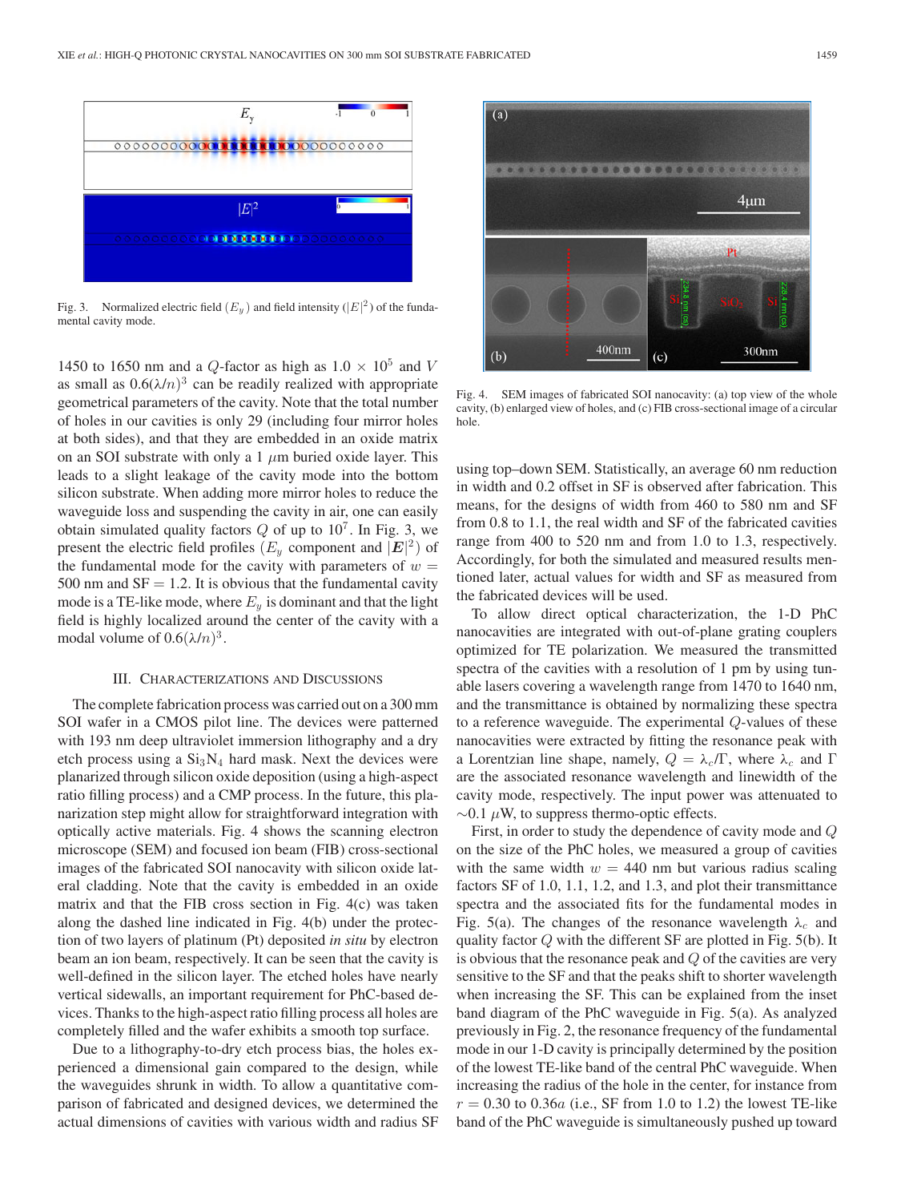Fig. 3. Normalized electric field ($E_y$) and field intensity ($|E|^2$) of the fundamental cavity mode.

1450 to 1650 nm and a $Q$-factor as high as $1.0 \times 10^5$ and $V$ as small as $0.6(\lambda/n)^3$ can be readily realized with appropriate geometrical parameters of the cavity. Note that the total number of holes in our cavities is only 29 (including four mirror holes at both sides), and that they are embedded in an oxide matrix on an SOI substrate with only a 1 $\mu$m buried oxide layer. This leads to a slight leakage of the cavity mode into the bottom silicon substrate. When adding more mirror holes to reduce the waveguide loss and suspending the cavity in air, one can easily obtain simulated quality factors $Q$ of up to $10^7$. In Fig. 3, we present the electric field profiles ($E_y$ component and $|\boldsymbol{E}|^2$) of the fundamental mode for the cavity with parameters of $w = 500$ nm and SF $= 1.2$. It is obvious that the fundamental cavity mode is a TE-like mode, where $E_y$ is dominant and that the light field is highly localized around the center of the cavity with a modal volume of $0.6(\lambda/n)^3$.

## III. Characterizations and Discussions

The complete fabrication process was carried out on a 300 mm SOI wafer in a CMOS pilot line. The devices were patterned with 193 nm deep ultraviolet immersion lithography and a dry etch process using a $Si_3N_4$ hard mask. Next the devices were planarized through silicon oxide deposition (using a high-aspect ratio filling process) and a CMP process. In the future, this planarization step might allow for straightforward integration with optically active materials. Fig. 4 shows the scanning electron microscope (SEM) and focused ion beam (FIB) cross-sectional images of the fabricated SOI nanocavity with silicon oxide lateral cladding. Note that the cavity is embedded in an oxide matrix and that the FIB cross section in Fig. 4(c) was taken along the dashed line indicated in Fig. 4(b) under the protection of two layers of platinum (Pt) deposited *in situ* by electron beam an ion beam, respectively. It can be seen that the cavity is well-defined in the silicon layer. The etched holes have nearly vertical sidewalls, an important requirement for PhC-based devices. Thanks to the high-aspect ratio filling process all holes are completely filled and the wafer exhibits a smooth top surface.

Due to a lithography-to-dry etch process bias, the holes experienced a dimensional gain compared to the design, while the waveguides shrunk in width. To allow a quantitative comparison of fabricated and designed devices, we determined the actual dimensions of cavities with various width and radius SF using top–down SEM. Statistically, an average 60 nm reduction in width and 0.2 offset in SF is observed after fabrication. This means, for the designs of width from 460 to 580 nm and SF from 0.8 to 1.1, the real width and SF of the fabricated cavities range from 400 to 520 nm and from 1.0 to 1.3, respectively. Accordingly, for both the simulated and measured results mentioned later, actual values for width and SF as measured from the fabricated devices will be used.

Fig. 4. SEM images of fabricated SOI nanocavity: (a) top view of the whole cavity, (b) enlarged view of holes, and (c) FIB cross-sectional image of a circular hole.

To allow direct optical characterization, the 1-D PhC nanocavities are integrated with out-of-plane grating couplers optimized for TE polarization. We measured the transmitted spectra of the cavities with a resolution of 1 pm by using tunable lasers covering a wavelength range from 1470 to 1640 nm, and the transmittance is obtained by normalizing these spectra to a reference waveguide. The experimental $Q$-values of these nanocavities were extracted by fitting the resonance peak with a Lorentzian line shape, namely, $Q = \lambda_c/\Gamma$, where $\lambda_c$ and $\Gamma$ are the associated resonance wavelength and linewidth of the cavity mode, respectively. The input power was attenuated to $\sim$0.1 $\mu$W, to suppress thermo-optic effects.

First, in order to study the dependence of cavity mode and $Q$ on the size of the PhC holes, we measured a group of cavities with the same width $w = 440$ nm but various radius scaling factors SF of 1.0, 1.1, 1.2, and 1.3, and plot their transmittance spectra and the associated fits for the fundamental modes in Fig. 5(a). The changes of the resonance wavelength $\lambda_c$ and quality factor $Q$ with the different SF are plotted in Fig. 5(b). It is obvious that the resonance peak and $Q$ of the cavities are very sensitive to the SF and that the peaks shift to shorter wavelength when increasing the SF. This can be explained from the inset band diagram of the PhC waveguide in Fig. 5(a). As analyzed previously in Fig. 2, the resonance frequency of the fundamental mode in our 1-D cavity is principally determined by the position of the lowest TE-like band of the central PhC waveguide. When increasing the radius of the hole in the center, for instance from $r = 0.30$ to $0.36a$ (i.e., SF from 1.0 to 1.2) the lowest TE-like band of the PhC waveguide is simultaneously pushed up toward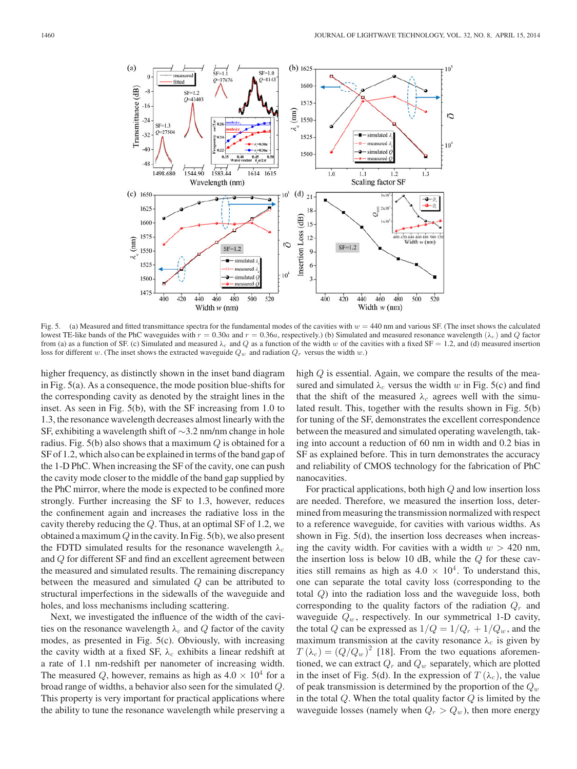Fig. 5. (a) Measured and fitted transmittance spectra for the fundamental modes of the cavities with $w = 440$ nm and various SF. (The inset shows the calculated lowest TE-like bands of the PhC waveguides with $r = 0.30a$ and $r = 0.36a$, respectively.) (b) Simulated and measured resonance wavelength ($\lambda_c$) and $Q$ factor from (a) as a function of SF. (c) Simulated and measured $\lambda_c$ and $Q$ as a function of the width $w$ of the cavities with a fixed SF = 1.2, and (d) measured insertion loss for different $w$. (The inset shows the extracted waveguide $Q_w$ and radiation $Q_r$ versus the width $w$.)

higher frequency, as distinctly shown in the inset band diagram in Fig. 5(a). As a consequence, the mode position blue-shifts for the corresponding cavity as denoted by the straight lines in the inset. As seen in Fig. 5(b), with the SF increasing from 1.0 to 1.3, the resonance wavelength decreases almost linearly with the SF, exhibiting a wavelength shift of ~3.2 nm/nm change in hole radius. Fig. 5(b) also shows that a maximum $Q$ is obtained for a SF of 1.2, which also can be explained in terms of the band gap of the 1-D PhC. When increasing the SF of the cavity, one can push the cavity mode closer to the middle of the band gap supplied by the PhC mirror, where the mode is expected to be confined more strongly. Further increasing the SF to 1.3, however, reduces the confinement again and increases the radiative loss in the cavity thereby reducing the $Q$. Thus, at an optimal SF of 1.2, we obtained a maximum $Q$ in the cavity. In Fig. 5(b), we also present the FDTD simulated results for the resonance wavelength $\lambda_c$ and $Q$ for different SF and find an excellent agreement between the measured and simulated results. The remaining discrepancy between the measured and simulated $Q$ can be attributed to structural imperfections in the sidewalls of the waveguide and holes, and loss mechanisms including scattering.

Next, we investigated the influence of the width of the cavities on the resonance wavelength $\lambda_c$ and $Q$ factor of the cavity modes, as presented in Fig. 5(c). Obviously, with increasing the cavity width at a fixed SF, $\lambda_c$ exhibits a linear redshift at a rate of 1.1 nm-redshift per nanometer of increasing width. The measured $Q$, however, remains as high as $4.0 \times 10^4$ for a broad range of widths, a behavior also seen for the simulated $Q$. This property is very important for practical applications where the ability to tune the resonance wavelength while preserving a high $Q$ is essential. Again, we compare the results of the measured and simulated $\lambda_c$ versus the width $w$ in Fig. 5(c) and find that the shift of the measured $\lambda_c$ agrees well with the simulated result. This, together with the results shown in Fig. 5(b) for tuning of the SF, demonstrates the excellent correspondence between the measured and simulated operating wavelength, taking into account a reduction of 60 nm in width and 0.2 bias in SF as explained before. This in turn demonstrates the accuracy and reliability of CMOS technology for the fabrication of PhC nanocavities.

For practical applications, both high $Q$ and low insertion loss are needed. Therefore, we measured the insertion loss, determined from measuring the transmission normalized with respect to a reference waveguide, for cavities with various widths. As shown in Fig. 5(d), the insertion loss decreases when increasing the cavity width. For cavities with a width $w > 420$ nm, the insertion loss is below 10 dB, while the $Q$ for these cavities still remains as high as $4.0 \times 10^4$. To understand this, one can separate the total cavity loss (corresponding to the total $Q$) into the radiation loss and the waveguide loss, both corresponding to the quality factors of the radiation $Q_r$ and waveguide $Q_w$, respectively. In our symmetrical 1-D cavity, the total $Q$ can be expressed as $1/Q = 1/Q_r + 1/Q_w$, and the maximum transmission at the cavity resonance $\lambda_c$ is given by $T(\lambda_c) = (Q/Q_w)^2$ [18]. From the two equations aforementioned, we can extract $Q_r$ and $Q_w$ separately, which are plotted in the inset of Fig. 5(d). In the expression of $T(\lambda_c)$, the value of peak transmission is determined by the proportion of the $Q_w$ in the total $Q$. When the total quality factor $Q$ is limited by the waveguide losses (namely when $Q_r > Q_w$), then more energy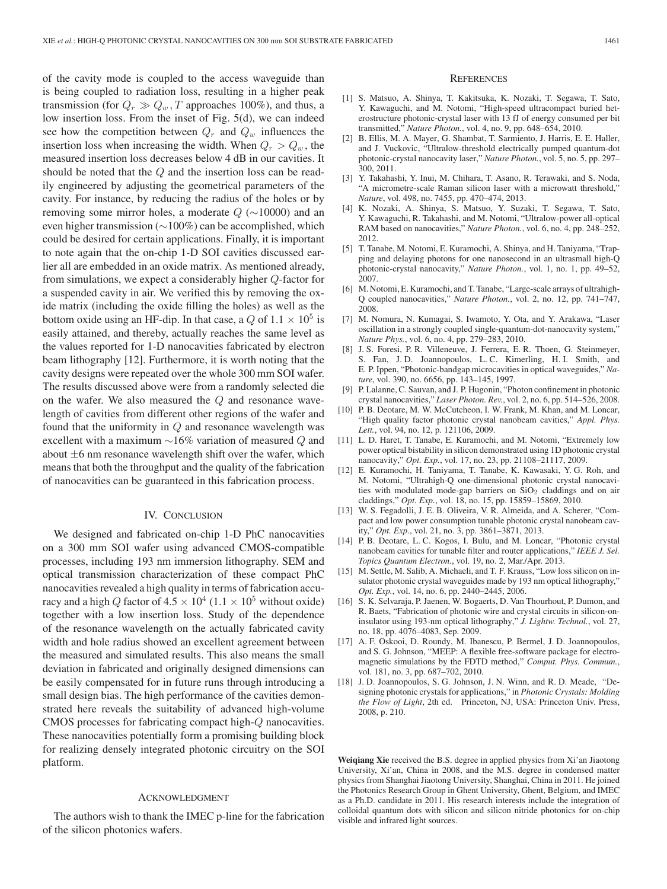of the cavity mode is coupled to the access waveguide than is being coupled to radiation loss, resulting in a higher peak transmission (for $Q_r \gg Q_w$, $T$ approaches 100%), and thus, a low insertion loss. From the inset of Fig. 5(d), we can indeed see how the competition between $Q_r$ and $Q_w$ influences the insertion loss when increasing the width. When $Q_r > Q_w$, the measured insertion loss decreases below 4 dB in our cavities. It should be noted that the $Q$ and the insertion loss can be readily engineered by adjusting the geometrical parameters of the cavity. For instance, by reducing the radius of the holes or by removing some mirror holes, a moderate $Q$ (∼10000) and an even higher transmission (∼100%) can be accomplished, which could be desired for certain applications. Finally, it is important to note again that the on-chip 1-D SOI cavities discussed earlier all are embedded in an oxide matrix. As mentioned already, from simulations, we expect a considerably higher $Q$-factor for a suspended cavity in air. We verified this by removing the oxide matrix (including the oxide filling the holes) as well as the bottom oxide using an HF-dip. In that case, a $Q$ of $1.1 \times 10^5$ is easily attained, and thereby, actually reaches the same level as the values reported for 1-D nanocavities fabricated by electron beam lithography [12]. Furthermore, it is worth noting that the cavity designs were repeated over the whole 300 mm SOI wafer. The results discussed above were from a randomly selected die on the wafer. We also measured the $Q$ and resonance wavelength of cavities from different other regions of the wafer and found that the uniformity in $Q$ and resonance wavelength was excellent with a maximum ∼16% variation of measured $Q$ and about ±6 nm resonance wavelength shift over the wafer, which means that both the throughput and the quality of the fabrication of nanocavities can be guaranteed in this fabrication process.

## IV. Conclusion

We designed and fabricated on-chip 1-D PhC nanocavities on a 300 mm SOI wafer using advanced CMOS-compatible processes, including 193 nm immersion lithography. SEM and optical transmission characterization of these compact PhC nanocavities revealed a high quality in terms of fabrication accuracy and a high $Q$ factor of $4.5 \times 10^4$ ($1.1 \times 10^5$ without oxide) together with a low insertion loss. Study of the dependence of the resonance wavelength on the actually fabricated cavity width and hole radius showed an excellent agreement between the measured and simulated results. This also means the small deviation in fabricated and originally designed dimensions can be easily compensated for in future runs through introducing a small design bias. The high performance of the cavities demonstrated here reveals the suitability of advanced high-volume CMOS processes for fabricating compact high-$Q$ nanocavities. These nanocavities potentially form a promising building block for realizing densely integrated photonic circuitry on the SOI platform.

## Acknowledgment

The authors wish to thank the IMEC p-line for the fabrication of the silicon photonics wafers.

## References

[1] S. Matsuo, A. Shinya, T. Kakitsuka, K. Nozaki, T. Segawa, T. Sato, Y. Kawaguchi, and M. Notomi, "High-speed ultracompact buried heterostructure photonic-crystal laser with 13 fJ of energy consumed per bit transmitted," *Nature Photon.*, vol. 4, no. 9, pp. 648–654, 2010.

[2] B. Ellis, M. A. Mayer, G. Shambat, T. Sarmiento, J. Harris, E. E. Haller, and J. Vuckovic, "Ultralow-threshold electrically pumped quantum-dot photonic-crystal nanocavity laser," *Nature Photon.*, vol. 5, no. 5, pp. 297–300, 2011.

[3] Y. Takahashi, Y. Inui, M. Chihara, T. Asano, R. Terawaki, and S. Noda, "A micrometre-scale Raman silicon laser with a microwatt threshold," *Nature*, vol. 498, no. 7455, pp. 470–474, 2013.

[4] K. Nozaki, A. Shinya, S. Matsuo, Y. Suzaki, T. Segawa, T. Sato, Y. Kawaguchi, R. Takahashi, and M. Notomi, "Ultralow-power all-optical RAM based on nanocavities," *Nature Photon.*, vol. 6, no. 4, pp. 248–252, 2012.

[5] T. Tanabe, M. Notomi, E. Kuramochi, A. Shinya, and H. Taniyama, "Trapping and delaying photons for one nanosecond in an ultrasmall high-Q photonic-crystal nanocavity," *Nature Photon.*, vol. 1, no. 1, pp. 49–52, 2007.

[6] M. Notomi, E. Kuramochi, and T. Tanabe, "Large-scale arrays of ultrahigh-Q coupled nanocavities," *Nature Photon.*, vol. 2, no. 12, pp. 741–747, 2008.

[7] M. Nomura, N. Kumagai, S. Iwamoto, Y. Ota, and Y. Arakawa, "Laser oscillation in a strongly coupled single-quantum-dot-nanocavity system," *Nature Phys.*, vol. 6, no. 4, pp. 279–283, 2010.

[8] J. S. Foresi, P. R. Villeneuve, J. Ferrera, E. R. Thoen, G. Steinmeyer, S. Fan, J. D. Joannopoulos, L. C. Kimerling, H. I. Smith, and E. P. Ippen, "Photonic-bandgap microcavities in optical waveguides," *Nature*, vol. 390, no. 6656, pp. 143–145, 1997.

[9] P. Lalanne, C. Sauvan, and J. P. Hugonin, "Photon confinement in photonic crystal nanocavities," *Laser Photon. Rev.*, vol. 2, no. 6, pp. 514–526, 2008.

[10] P. B. Deotare, M. W. McCutcheon, I. W. Frank, M. Khan, and M. Loncar, "High quality factor photonic crystal nanobeam cavities," *Appl. Phys. Lett.*, vol. 94, no. 12, p. 121106, 2009.

[11] L. D. Haret, T. Tanabe, E. Kuramochi, and M. Notomi, "Extremely low power optical bistability in silicon demonstrated using 1D photonic crystal nanocavity," *Opt. Exp.*, vol. 17, no. 23, pp. 21108–21117, 2009.

[12] E. Kuramochi, H. Taniyama, T. Tanabe, K. Kawasaki, Y. G. Roh, and M. Notomi, "Ultrahigh-Q one-dimensional photonic crystal nanocavities with modulated mode-gap barriers on $SiO_2$ claddings and on air claddings," *Opt. Exp.*, vol. 18, no. 15, pp. 15859–15869, 2010.

[13] W. S. Fegadolli, J. E. B. Oliveira, V. R. Almeida, and A. Scherer, "Compact and low power consumption tunable photonic crystal nanobeam cavity," *Opt. Exp.*, vol. 21, no. 3, pp. 3861–3871, 2013.

[14] P. B. Deotare, L. C. Kogos, I. Bulu, and M. Loncar, "Photonic crystal nanobeam cavities for tunable filter and router applications," *IEEE J. Sel. Topics Quantum Electron.*, vol. 19, no. 2, Mar./Apr. 2013.

[15] M. Settle, M. Salib, A. Michaeli, and T. F. Krauss, "Low loss silicon on insulator photonic crystal waveguides made by 193 nm optical lithography," *Opt. Exp.*, vol. 14, no. 6, pp. 2440–2445, 2006.

[16] S. K. Selvaraja, P. Jaenen, W. Bogaerts, D. Van Thourhout, P. Dumon, and R. Baets, "Fabrication of photonic wire and crystal circuits in silicon-on-insulator using 193-nm optical lithography," *J. Lightw. Technol.*, vol. 27, no. 18, pp. 4076–4083, Sep. 2009.

[17] A. F. Oskooi, D. Roundy, M. Ibanescu, P. Bermel, J. D. Joannopoulos, and S. G. Johnson, "MEEP: A flexible free-software package for electromagnetic simulations by the FDTD method," *Comput. Phys. Commun.*, vol. 181, no. 3, pp. 687–702, 2010.

[18] J. D. Joannopoulos, S. G. Johnson, J. N. Winn, and R. D. Meade, "Designing photonic crystals for applications," in *Photonic Crystals: Molding the Flow of Light*, 2th ed. Princeton, NJ, USA: Princeton Univ. Press, 2008, p. 210.

**Weiqiang Xie** received the B.S. degree in applied physics from Xi'an Jiaotong University, Xi'an, China in 2008, and the M.S. degree in condensed matter physics from Shanghai Jiaotong University, Shanghai, China in 2011. He joined the Photonics Research Group in Ghent University, Ghent, Belgium, and IMEC as a Ph.D. candidate in 2011. His research interests include the integration of colloidal quantum dots with silicon and silicon nitride photonics for on-chip visible and infrared light sources.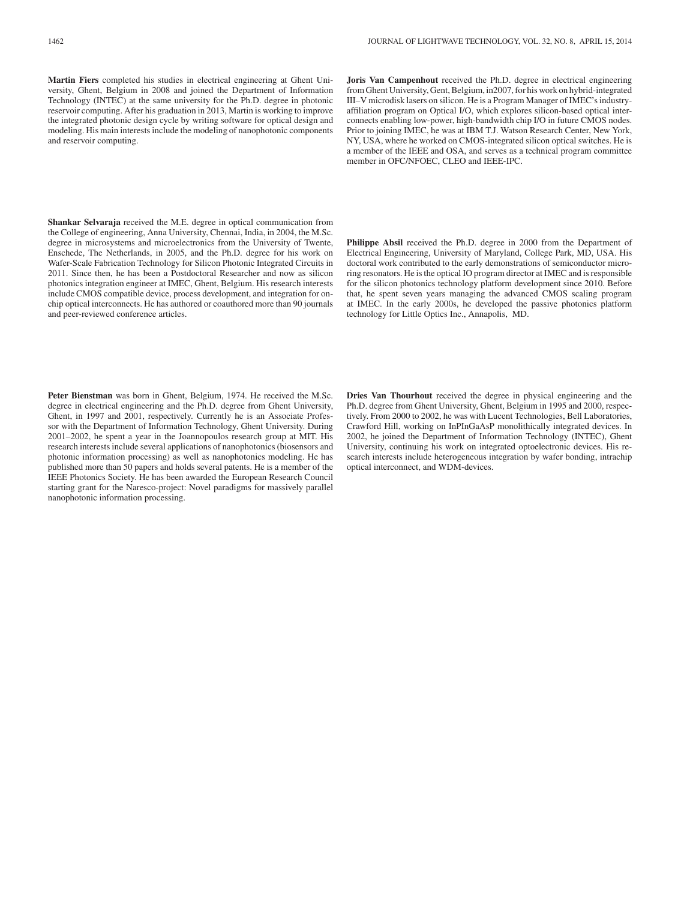**Martin Fiers** completed his studies in electrical engineering at Ghent University, Ghent, Belgium in 2008 and joined the Department of Information Technology (INTEC) at the same university for the Ph.D. degree in photonic reservoir computing. After his graduation in 2013, Martin is working to improve the integrated photonic design cycle by writing software for optical design and modeling. His main interests include the modeling of nanophotonic components and reservoir computing.

**Shankar Selvaraja** received the M.E. degree in optical communication from the College of engineering, Anna University, Chennai, India, in 2004, the M.Sc. degree in microsystems and microelectronics from the University of Twente, Enschede, The Netherlands, in 2005, and the Ph.D. degree for his work on Wafer-Scale Fabrication Technology for Silicon Photonic Integrated Circuits in 2011. Since then, he has been a Postdoctoral Researcher and now as silicon photonics integration engineer at IMEC, Ghent, Belgium. His research interests include CMOS compatible device, process development, and integration for on-chip optical interconnects. He has authored or coauthored more than 90 journals and peer-reviewed conference articles.

**Peter Bienstman** was born in Ghent, Belgium, 1974. He received the M.Sc. degree in electrical engineering and the Ph.D. degree from Ghent University, Ghent, in 1997 and 2001, respectively. Currently he is an Associate Professor with the Department of Information Technology, Ghent University. During 2001–2002, he spent a year in the Joannopoulos research group at MIT. His research interests include several applications of nanophotonics (biosensors and photonic information processing) as well as nanophotonics modeling. He has published more than 50 papers and holds several patents. He is a member of the IEEE Photonics Society. He has been awarded the European Research Council starting grant for the Naresco-project: Novel paradigms for massively parallel nanophotonic information processing.

**Joris Van Campenhout** received the Ph.D. degree in electrical engineering from Ghent University, Gent, Belgium, in2007, for his work on hybrid-integrated III–V microdisk lasers on silicon. He is a Program Manager of IMEC's industry-affiliation program on Optical I/O, which explores silicon-based optical interconnects enabling low-power, high-bandwidth chip I/O in future CMOS nodes. Prior to joining IMEC, he was at IBM T.J. Watson Research Center, New York, NY, USA, where he worked on CMOS-integrated silicon optical switches. He is a member of the IEEE and OSA, and serves as a technical program committee member in OFC/NFOEC, CLEO and IEEE-IPC.

**Philippe Absil** received the Ph.D. degree in 2000 from the Department of Electrical Engineering, University of Maryland, College Park, MD, USA. His doctoral work contributed to the early demonstrations of semiconductor micro-ring resonators. He is the optical IO program director at IMEC and is responsible for the silicon photonics technology platform development since 2010. Before that, he spent seven years managing the advanced CMOS scaling program at IMEC. In the early 2000s, he developed the passive photonics platform technology for Little Optics Inc., Annapolis, MD.

**Dries Van Thourhout** received the degree in physical engineering and the Ph.D. degree from Ghent University, Ghent, Belgium in 1995 and 2000, respectively. From 2000 to 2002, he was with Lucent Technologies, Bell Laboratories, Crawford Hill, working on InPInGaAsP monolithically integrated devices. In 2002, he joined the Department of Information Technology (INTEC), Ghent University, continuing his work on integrated optoelectronic devices. His research interests include heterogeneous integration by wafer bonding, intrachip optical interconnect, and WDM-devices.